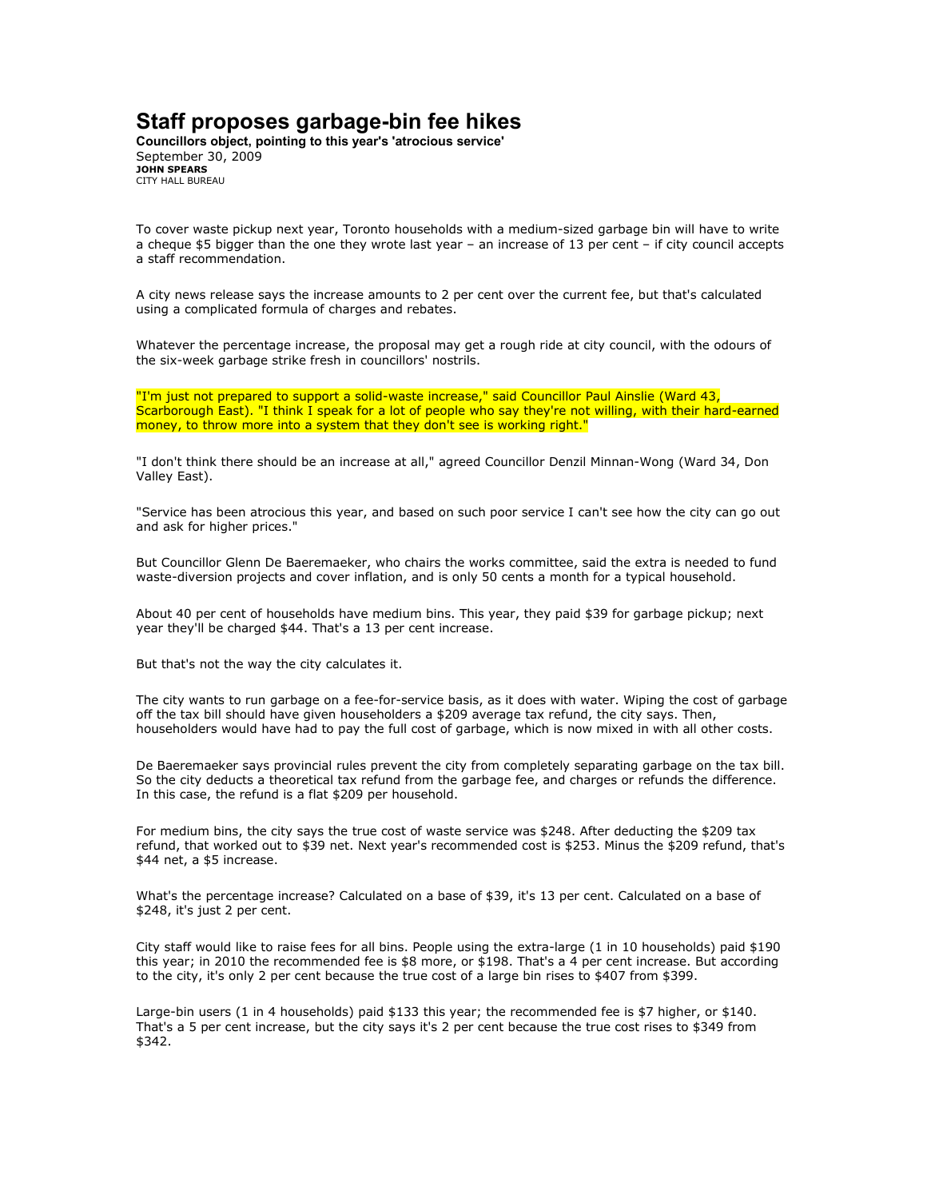# Staff proposes garbage-bin fee hikes

**Councillors object, pointing to this year's 'atrocious service'**

September 30, 2009

**JOHN SPEARS**

CITY HALL BUREAU

To cover waste pickup next year, Toronto households with a medium-sized garbage bin will have to write a cheque $5 bigger than the one they wrote last year – an increase of 13 per cent – if city council accepts a staff recommendation.

A city news release says the increase amounts to 2 per cent over the current fee, but that's calculated using a complicated formula of charges and rebates.

Whatever the percentage increase, the proposal may get a rough ride at city council, with the odours of the six-week garbage strike fresh in councillors' nostrils.

"I'm just not prepared to support a solid-waste increase," said Councillor Paul Ainslie (Ward 43, Scarborough East). "I think I speak for a lot of people who say they're not willing, with their hard-earned money, to throw more into a system that they don't see is working right."

"I don't think there should be an increase at all," agreed Councillor Denzil Minnan-Wong (Ward 34, Don Valley East).

"Service has been atrocious this year, and based on such poor service I can't see how the city can go out and ask for higher prices."

But Councillor Glenn De Baeremaeker, who chairs the works committee, said the extra is needed to fund waste-diversion projects and cover inflation, and is only 50 cents a month for a typical household.

About 40 per cent of households have medium bins. This year, they paid $39 for garbage pickup; next year they'll be charged $44. That's a 13 per cent increase.

But that's not the way the city calculates it.

The city wants to run garbage on a fee-for-service basis, as it does with water. Wiping the cost of garbage off the tax bill should have given householders a $209 average tax refund, the city says. Then, householders would have had to pay the full cost of garbage, which is now mixed in with all other costs.

De Baeremaeker says provincial rules prevent the city from completely separating garbage on the tax bill. So the city deducts a theoretical tax refund from the garbage fee, and charges or refunds the difference. In this case, the refund is a flat $209 per household.

For medium bins, the city says the true cost of waste service was $248. After deducting the $209 tax refund, that worked out to $39 net. Next year's recommended cost is $253. Minus the $209 refund, that's $44 net, a $5 increase.

What's the percentage increase? Calculated on a base of $39, it's 13 per cent. Calculated on a base of $248, it's just 2 per cent.

City staff would like to raise fees for all bins. People using the extra-large (1 in 10 households) paid $190 this year; in 2010 the recommended fee is $8 more, or $198. That's a 4 per cent increase. But according to the city, it's only 2 per cent because the true cost of a large bin rises to $407 from $399.

Large-bin users (1 in 4 households) paid $133 this year; the recommended fee is $7 higher, or $140. That's a 5 per cent increase, but the city says it's 2 per cent because the true cost rises to $349 from $342.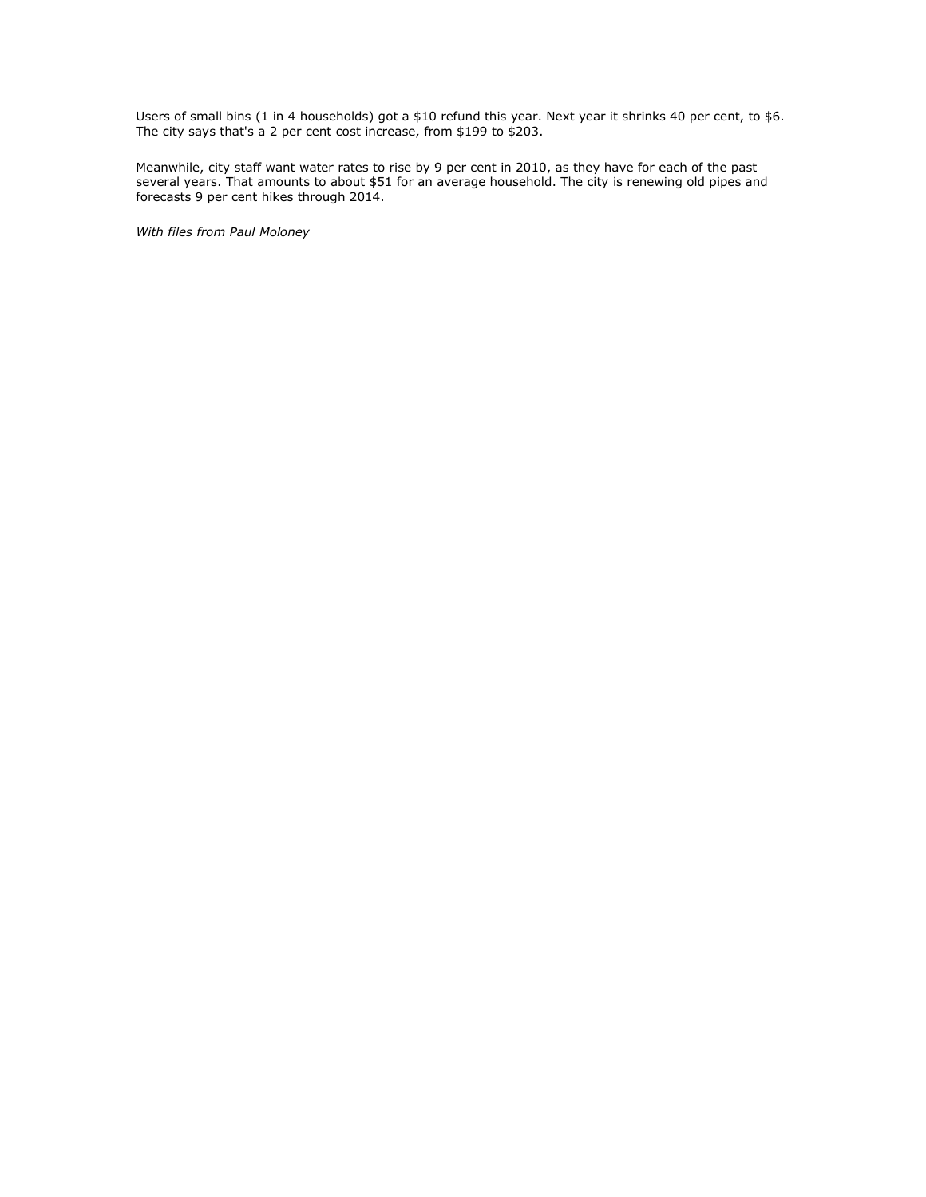Users of small bins (1 in 4 households) got a $10 refund this year. Next year it shrinks 40 per cent, to $6. The city says that's a 2 per cent cost increase, from $199 to $203.

Meanwhile, city staff want water rates to rise by 9 per cent in 2010, as they have for each of the past several years. That amounts to about $51 for an average household. The city is renewing old pipes and forecasts 9 per cent hikes through 2014.

*With files from Paul Moloney*